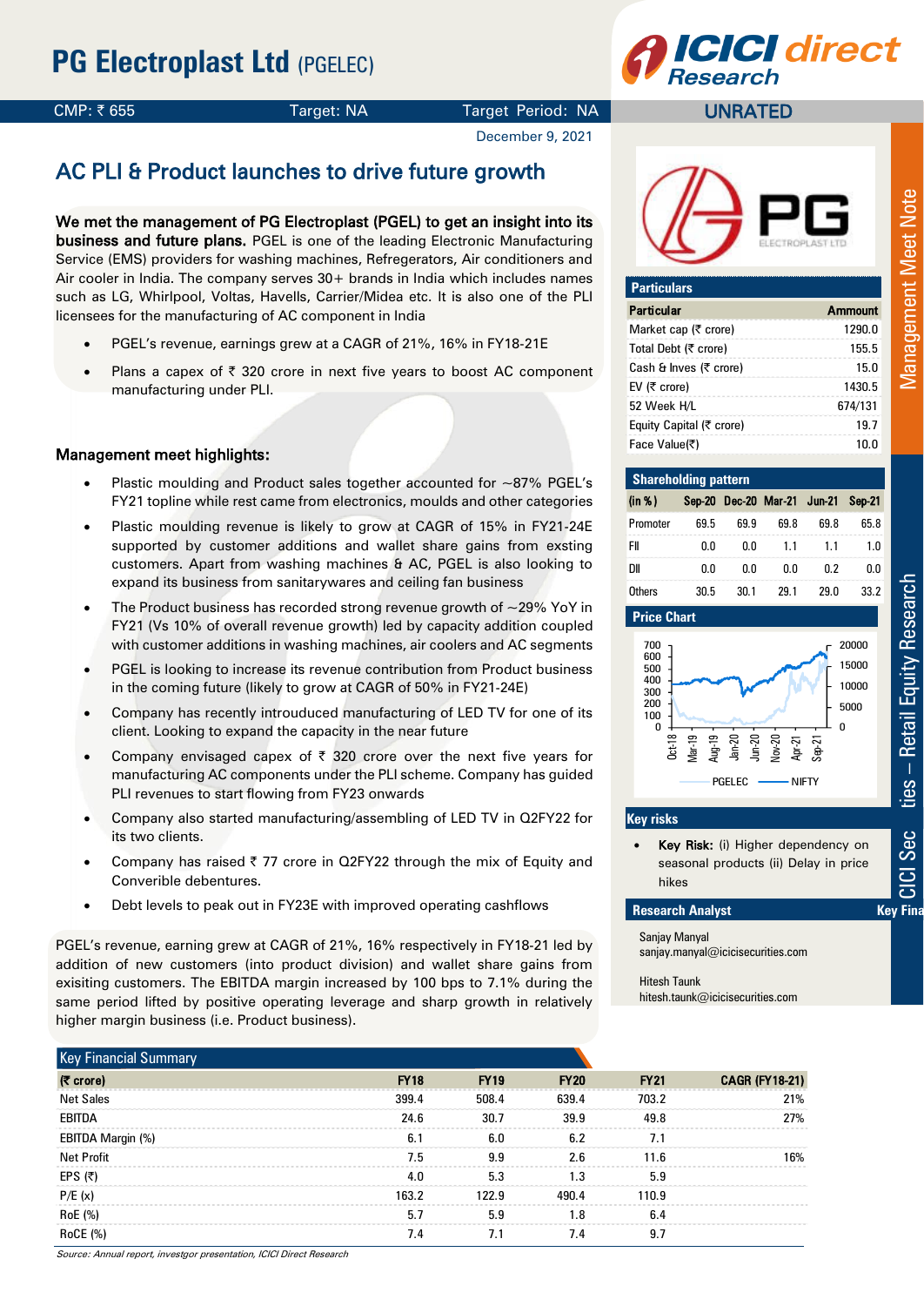# PG Electroplast Ltd (PGELEC)

CMP: ₹ 655 | Target: NA | Target Period: NA | UNRATED

December 9, 2021

## AC PLI & Product launches to drive future growth

**We met the management of PG Electroplast (PGEL) to get an insight into its business and future plans.** PGEL is one of the leading Electronic Manufacturing Service (EMS) providers for washing machines, Refregerators, Air conditioners and Air cooler in India. The company serves 30+ brands in India which includes names such as LG, Whirlpool, Voltas, Havells, Carrier/Midea etc. It is also one of the PLI licensees for the manufacturing of AC component in India

- PGEL's revenue, earnings grew at a CAGR of 21%, 16% in FY18-21E
- Plans a capex of ₹ 320 crore in next five years to boost AC component manufacturing under PLI.

### Management meet highlights:

- Plastic moulding and Product sales together accounted for ~87% PGEL's FY21 topline while rest came from electronics, moulds and other categories
- Plastic moulding revenue is likely to grow at CAGR of 15% in FY21-24E supported by customer additions and wallet share gains from exsting customers. Apart from washing machines & AC, PGEL is also looking to expand its business from sanitarywares and ceiling fan business
- The Product business has recorded strong revenue growth of ~29% YoY in FY21 (Vs 10% of overall revenue growth) led by capacity addition coupled with customer additions in washing machines, air coolers and AC segments
- PGEL is looking to increase its revenue contribution from Product business in the coming future (likely to grow at CAGR of 50% in FY21-24E)
- Company has recently introuduced manufacturing of LED TV for one of its client. Looking to expand the capacity in the near future
- Company envisaged capex of ₹ 320 crore over the next five years for manufacturing AC components under the PLI scheme. Company has guided PLI revenues to start flowing from FY23 onwards
- Company also started manufacturing/assembling of LED TV in Q2FY22 for its two clients.
- Company has raised ₹ 77 crore in Q2FY22 through the mix of Equity and Converible debentures.
- Debt levels to peak out in FY23E with improved operating cashflows

PGEL's revenue, earning grew at CAGR of 21%, 16% respectively in FY18-21 led by addition of new customers (into product division) and wallet share gains from exisiting customers. The EBITDA margin increased by 100 bps to 7.1% during the same period lifted by positive operating leverage and sharp growth in relatively higher margin business (i.e. Product business).

### Particulars

| Particular | Ammount |
|---|---|
| Market cap (₹ crore) | 1290.0 |
| Total Debt (₹ crore) | 155.5 |
| Cash & Inves (₹ crore) | 15.0 |
| EV (₹ crore) | 1430.5 |
| 52 Week H/L | 674/131 |
| Equity Capital (₹ crore) | 19.7 |
| Face Value(₹) | 10.0 |

### Shareholding pattern

| (in %) | Sep-20 | Dec-20 | Mar-21 | Jun-21 | Sep-21 |
|---|---|---|---|---|---|
| Promoter | 69.5 | 69.9 | 69.8 | 69.8 | 65.8 |
| FII | 0.0 | 0.0 | 1.1 | 1.1 | 1.0 |
| DII | 0.0 | 0.0 | 0.0 | 0.2 | 0.0 |
| Others | 30.5 | 30.1 | 29.1 | 29.0 | 33.2 |

### Price Chart

### Key risks

- **Key Risk:** (i) Higher dependency on seasonal products (ii) Delay in price hikes

### Research Analyst

Sanjay Manyal
sanjay.manyal@icicisecurities.com

Hitesh Taunk
hitesh.taunk@icicisecurities.com

### Key Financial Summary

| (₹ crore) | FY18 | FY19 | FY20 | FY21 | CAGR (FY18-21) |
|---|---|---|---|---|---|
| Net Sales | 399.4 | 508.4 | 639.4 | 703.2 | 21% |
| EBITDA | 24.6 | 30.7 | 39.9 | 49.8 | 27% |
| EBITDA Margin (%) | 6.1 | 6.0 | 6.2 | 7.1 | |
| Net Profit | 7.5 | 9.9 | 2.6 | 11.6 | 16% |
| EPS (₹) | 4.0 | 5.3 | 1.3 | 5.9 | |
| P/E (x) | 163.2 | 122.9 | 490.4 | 110.9 | |
| RoE (%) | 5.7 | 5.9 | 1.8 | 6.4 | |
| RoCE (%) | 7.4 | 7.1 | 7.4 | 9.7 | |

*Source: Annual report, investgor presentation, ICICI Direct Research*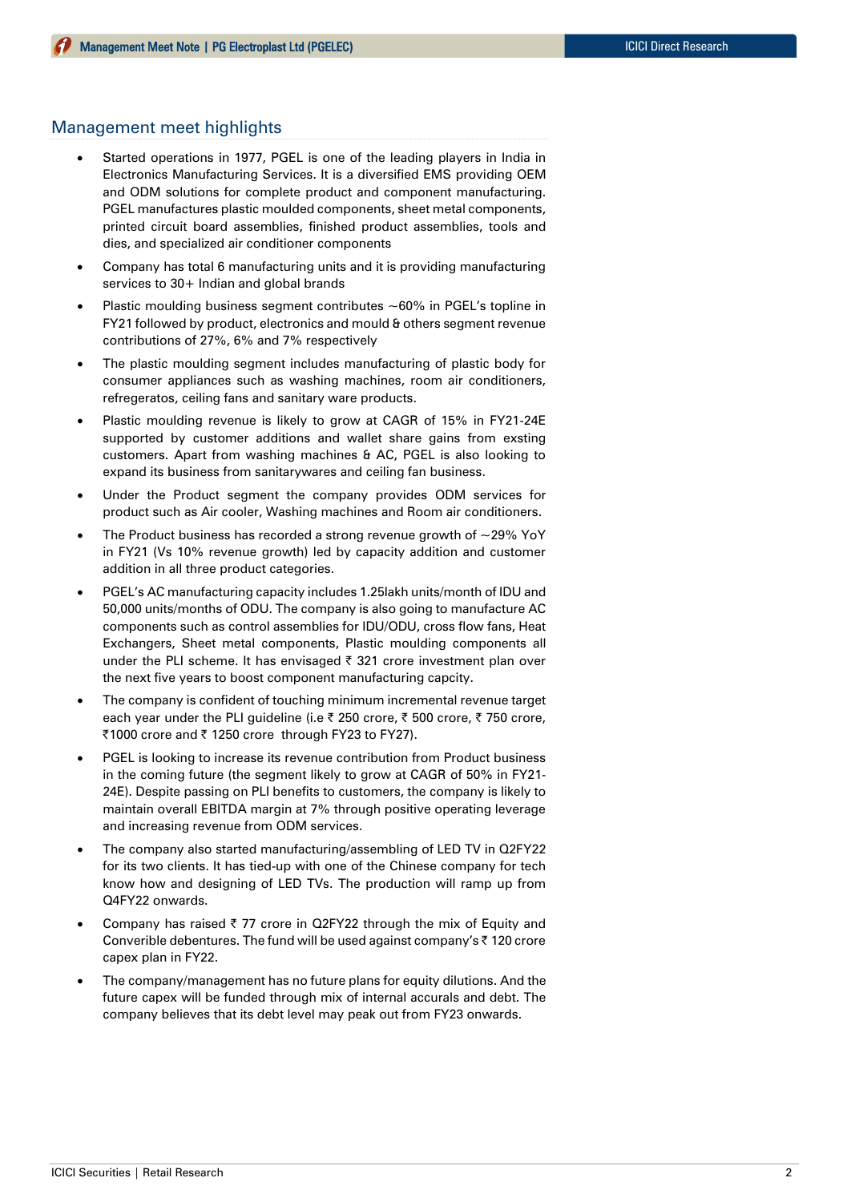## Management meet highlights

- Started operations in 1977, PGEL is one of the leading players in India in Electronics Manufacturing Services. It is a diversified EMS providing OEM and ODM solutions for complete product and component manufacturing. PGEL manufactures plastic moulded components, sheet metal components, printed circuit board assemblies, finished product assemblies, tools and dies, and specialized air conditioner components
- Company has total 6 manufacturing units and it is providing manufacturing services to 30+ Indian and global brands
- Plastic moulding business segment contributes ~60% in PGEL's topline in FY21 followed by product, electronics and mould & others segment revenue contributions of 27%, 6% and 7% respectively
- The plastic moulding segment includes manufacturing of plastic body for consumer appliances such as washing machines, room air conditioners, refregeratos, ceiling fans and sanitary ware products.
- Plastic moulding revenue is likely to grow at CAGR of 15% in FY21-24E supported by customer additions and wallet share gains from exsting customers. Apart from washing machines & AC, PGEL is also looking to expand its business from sanitarywares and ceiling fan business.
- Under the Product segment the company provides ODM services for product such as Air cooler, Washing machines and Room air conditioners.
- The Product business has recorded a strong revenue growth of ~29% YoY in FY21 (Vs 10% revenue growth) led by capacity addition and customer addition in all three product categories.
- PGEL's AC manufacturing capacity includes 1.25lakh units/month of IDU and 50,000 units/months of ODU. The company is also going to manufacture AC components such as control assemblies for IDU/ODU, cross flow fans, Heat Exchangers, Sheet metal components, Plastic moulding components all under the PLI scheme. It has envisaged ₹ 321 crore investment plan over the next five years to boost component manufacturing capcity.
- The company is confident of touching minimum incremental revenue target each year under the PLI guideline (i.e ₹ 250 crore, ₹ 500 crore, ₹ 750 crore, ₹1000 crore and ₹ 1250 crore through FY23 to FY27).
- PGEL is looking to increase its revenue contribution from Product business in the coming future (the segment likely to grow at CAGR of 50% in FY21-24E). Despite passing on PLI benefits to customers, the company is likely to maintain overall EBITDA margin at 7% through positive operating leverage and increasing revenue from ODM services.
- The company also started manufacturing/assembling of LED TV in Q2FY22 for its two clients. It has tied-up with one of the Chinese company for tech know how and designing of LED TVs. The production will ramp up from Q4FY22 onwards.
- Company has raised ₹ 77 crore in Q2FY22 through the mix of Equity and Converible debentures. The fund will be used against company's ₹ 120 crore capex plan in FY22.
- The company/management has no future plans for equity dilutions. And the future capex will be funded through mix of internal accurals and debt. The company believes that its debt level may peak out from FY23 onwards.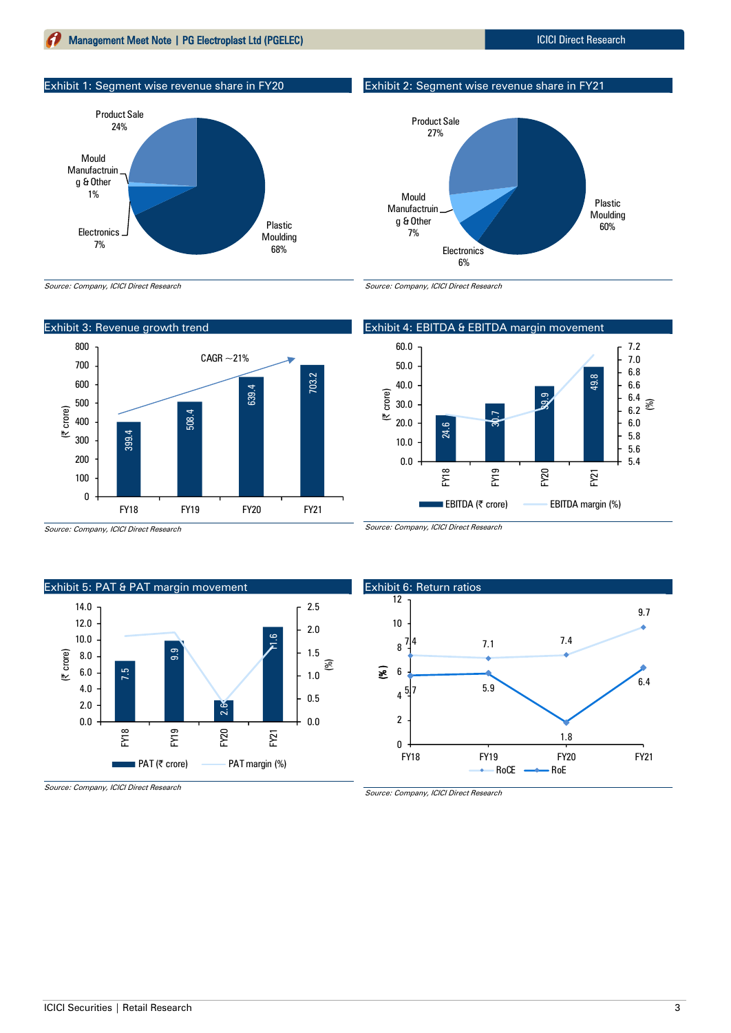### Exhibit 1: Segment wise revenue share in FY20

| Segment | Share |
|---|---|
| Plastic Moulding | 68% |
| Product Sale | 24% |
| Electronics | 7% |
| Mould Manufactruing & Other | 1% |

*Source: Company, ICICI Direct Research*

### Exhibit 2: Segment wise revenue share in FY21

| Segment | Share |
|---|---|
| Plastic Moulding | 60% |
| Product Sale | 27% |
| Mould Manufactruing & Other | 7% |
| Electronics | 6% |

*Source: Company, ICICI Direct Research*

### Exhibit 3: Revenue growth trend

| | FY18 | FY19 | FY20 | FY21 |
|---|---|---|---|---|
| Revenue (₹ crore) | 399.4 | 508.4 | 639.4 | 703.2 |

CAGR ~21%

*Source: Company, ICICI Direct Research*

### Exhibit 4: EBITDA & EBITDA margin movement

| | FY18 | FY19 | FY20 | FY21 |
|---|---|---|---|---|
| EBITDA (₹ crore) | 24.6 | 30.7 | 39.9 | 49.8 |

Legend: EBITDA (₹ crore), EBITDA margin (%)

*Source: Company, ICICI Direct Research*

### Exhibit 5: PAT & PAT margin movement

| | FY18 | FY19 | FY20 | FY21 |
|---|---|---|---|---|
| PAT (₹ crore) | 7.5 | 9.9 | 2.6 | 11.6 |

Legend: PAT (₹ crore), PAT margin (%)

*Source: Company, ICICI Direct Research*

### Exhibit 6: Return ratios

| (%) | FY18 | FY19 | FY20 | FY21 |
|---|---|---|---|---|
| RoCE | 7.4 | 7.1 | 7.4 | 9.7 |
| RoE | 5.7 | 5.9 | 1.8 | 6.4 |

*Source: Company, ICICI Direct Research*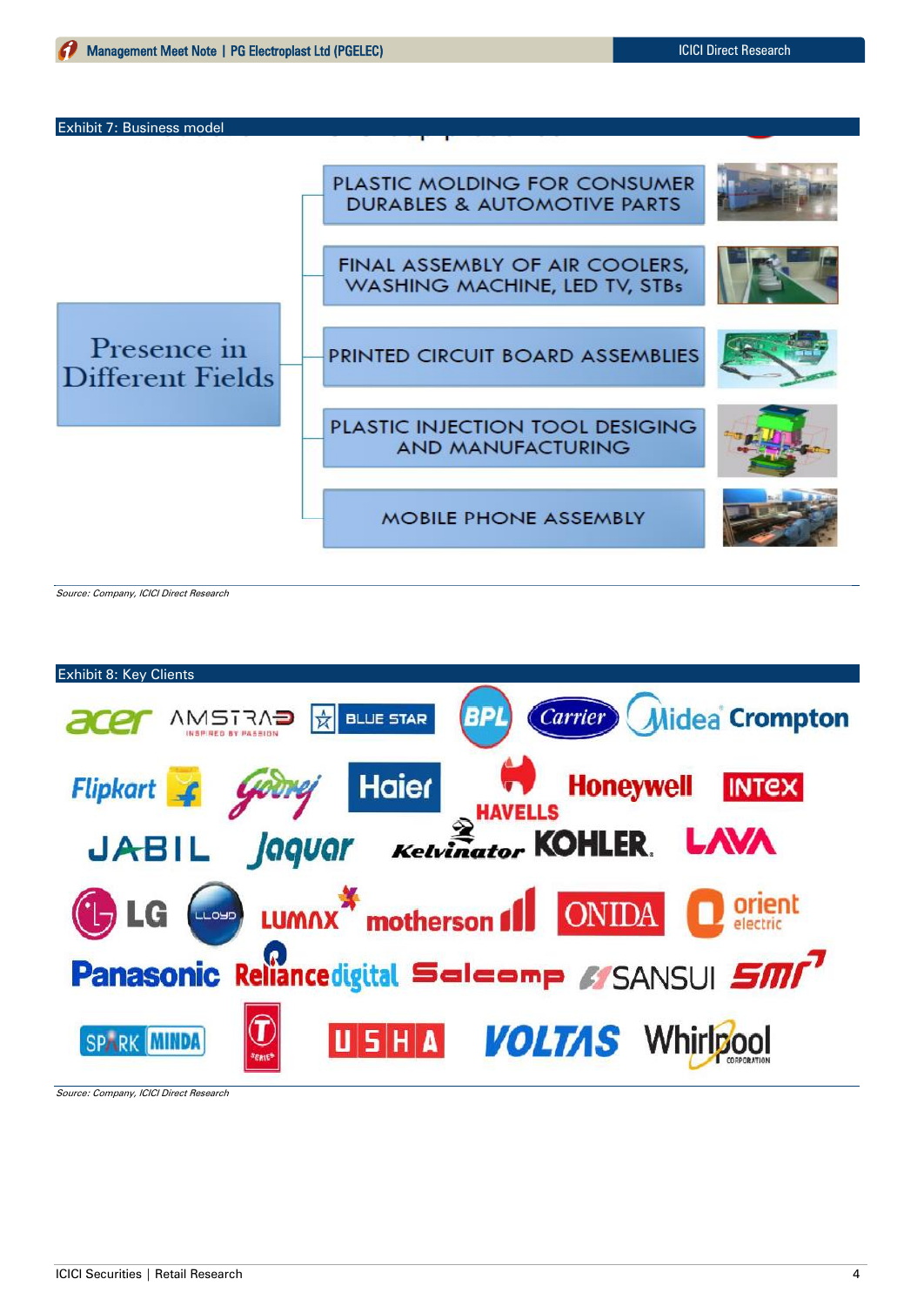Exhibit 7: Business model

Presence in Different Fields

- PLASTIC MOLDING FOR CONSUMER DURABLES & AUTOMOTIVE PARTS
- FINAL ASSEMBLY OF AIR COOLERS, WASHING MACHINE, LED TV, STBs
- PRINTED CIRCUIT BOARD ASSEMBLIES
- PLASTIC INJECTION TOOL DESIGING AND MANUFACTURING
- MOBILE PHONE ASSEMBLY

*Source: Company, ICICI Direct Research*

Exhibit 8: Key Clients

acer, AMSTRAD, BLUE STAR, BPL, Carrier, Midea, Crompton, Flipkart, Godrej, Haier, HAVELLS, Honeywell, INTEX, JABIL, Jaquar, Kelvinator, KOHLER, LAVA, LG, LLOYD, LUMAX, motherson, ONIDA, orient electric, Panasonic, Reliance digital, Salcomp, SANSUI, SMR, SPARK MINDA, T-SERIES, USHA, VOLTAS, Whirlpool

*Source: Company, ICICI Direct Research*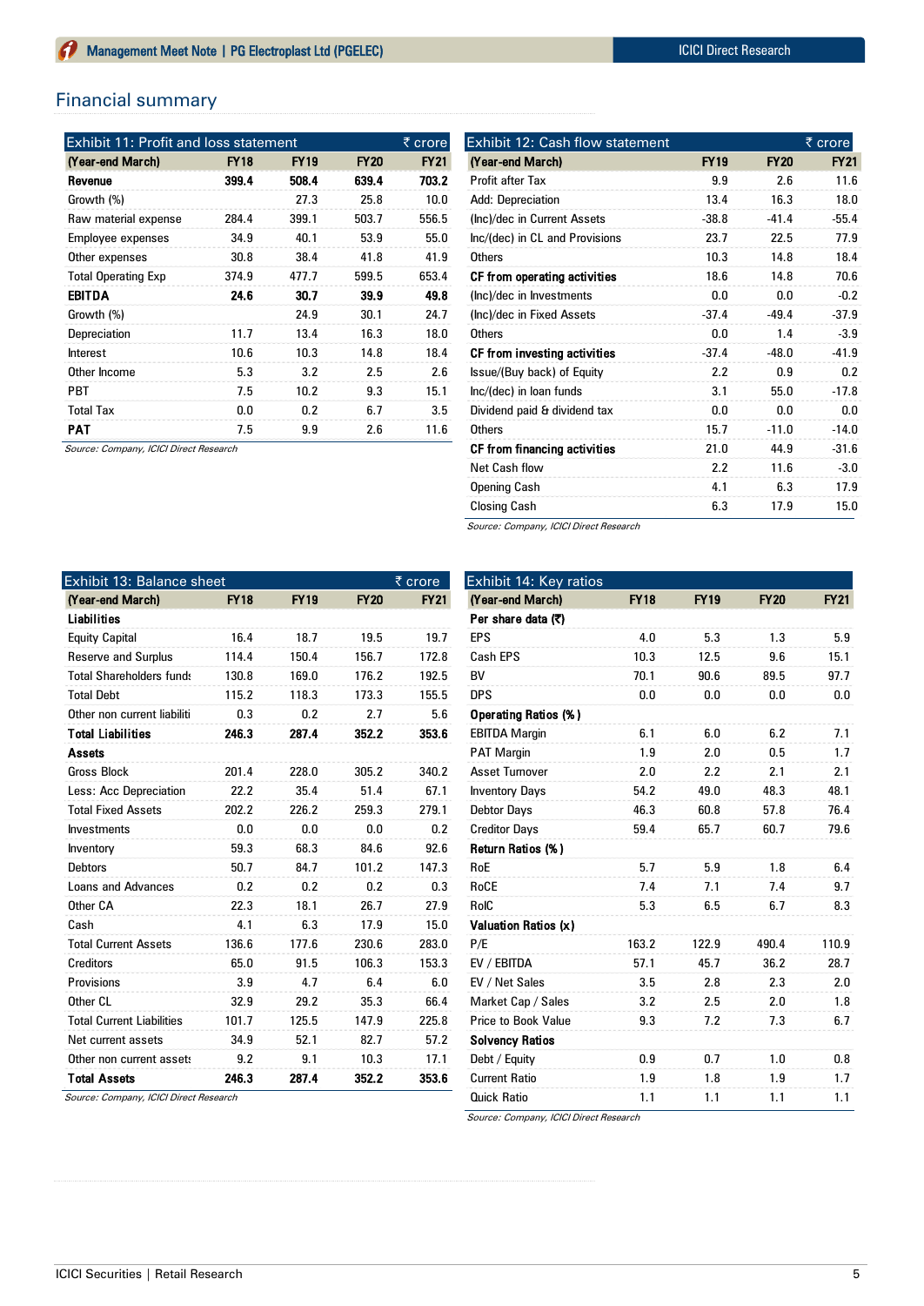# Financial summary

| Exhibit 11: Profit and loss statement | | | | ₹ crore |
|---|---|---|---|---|
| **(Year-end March)** | **FY18** | **FY19** | **FY20** | **FY21** |
| **Revenue** | **399.4** | **508.4** | **639.4** | **703.2** |
| Growth (%) | | 27.3 | 25.8 | 10.0 |
| Raw material expense | 284.4 | 399.1 | 503.7 | 556.5 |
| Employee expenses | 34.9 | 40.1 | 53.9 | 55.0 |
| Other expenses | 30.8 | 38.4 | 41.8 | 41.9 |
| Total Operating Exp | 374.9 | 477.7 | 599.5 | 653.4 |
| **EBITDA** | **24.6** | **30.7** | **39.9** | **49.8** |
| Growth (%) | | 24.9 | 30.1 | 24.7 |
| Depreciation | 11.7 | 13.4 | 16.3 | 18.0 |
| Interest | 10.6 | 10.3 | 14.8 | 18.4 |
| Other Income | 5.3 | 3.2 | 2.5 | 2.6 |
| PBT | 7.5 | 10.2 | 9.3 | 15.1 |
| Total Tax | 0.0 | 0.2 | 6.7 | 3.5 |
| **PAT** | 7.5 | 9.9 | 2.6 | 11.6 |

*Source: Company, ICICI Direct Research*

| Exhibit 12: Cash flow statement | | | ₹ crore |
|---|---|---|---|
| **(Year-end March)** | **FY19** | **FY20** | **FY21** |
| Profit after Tax | 9.9 | 2.6 | 11.6 |
| Add: Depreciation | 13.4 | 16.3 | 18.0 |
| (Inc)/dec in Current Assets | -38.8 | -41.4 | -55.4 |
| Inc/(dec) in CL and Provisions | 23.7 | 22.5 | 77.9 |
| Others | 10.3 | 14.8 | 18.4 |
| **CF from operating activities** | 18.6 | 14.8 | 70.6 |
| (Inc)/dec in Investments | 0.0 | 0.0 | -0.2 |
| (Inc)/dec in Fixed Assets | -37.4 | -49.4 | -37.9 |
| Others | 0.0 | 1.4 | -3.9 |
| **CF from investing activities** | -37.4 | -48.0 | -41.9 |
| Issue/(Buy back) of Equity | 2.2 | 0.9 | 0.2 |
| Inc/(dec) in loan funds | 3.1 | 55.0 | -17.8 |
| Dividend paid & dividend tax | 0.0 | 0.0 | 0.0 |
| Others | 15.7 | -11.0 | -14.0 |
| **CF from financing activities** | 21.0 | 44.9 | -31.6 |
| Net Cash flow | 2.2 | 11.6 | -3.0 |
| Opening Cash | 4.1 | 6.3 | 17.9 |
| Closing Cash | 6.3 | 17.9 | 15.0 |

*Source: Company, ICICI Direct Research*

| Exhibit 13: Balance sheet | | | | ₹ crore |
|---|---|---|---|---|
| **(Year-end March)** | **FY18** | **FY19** | **FY20** | **FY21** |
| **Liabilities** | | | | |
| Equity Capital | 16.4 | 18.7 | 19.5 | 19.7 |
| Reserve and Surplus | 114.4 | 150.4 | 156.7 | 172.8 |
| Total Shareholders funds | 130.8 | 169.0 | 176.2 | 192.5 |
| Total Debt | 115.2 | 118.3 | 173.3 | 155.5 |
| Other non current liabilities | 0.3 | 0.2 | 2.7 | 5.6 |
| **Total Liabilities** | **246.3** | **287.4** | **352.2** | **353.6** |
| **Assets** | | | | |
| Gross Block | 201.4 | 228.0 | 305.2 | 340.2 |
| Less: Acc Depreciation | 22.2 | 35.4 | 51.4 | 67.1 |
| Total Fixed Assets | 202.2 | 226.2 | 259.3 | 279.1 |
| Investments | 0.0 | 0.0 | 0.0 | 0.2 |
| Inventory | 59.3 | 68.3 | 84.6 | 92.6 |
| Debtors | 50.7 | 84.7 | 101.2 | 147.3 |
| Loans and Advances | 0.2 | 0.2 | 0.2 | 0.3 |
| Other CA | 22.3 | 18.1 | 26.7 | 27.9 |
| Cash | 4.1 | 6.3 | 17.9 | 15.0 |
| Total Current Assets | 136.6 | 177.6 | 230.6 | 283.0 |
| Creditors | 65.0 | 91.5 | 106.3 | 153.3 |
| Provisions | 3.9 | 4.7 | 6.4 | 6.0 |
| Other CL | 32.9 | 29.2 | 35.3 | 66.4 |
| Total Current Liabilities | 101.7 | 125.5 | 147.9 | 225.8 |
| Net current assets | 34.9 | 52.1 | 82.7 | 57.2 |
| Other non current assets | 9.2 | 9.1 | 10.3 | 17.1 |
| **Total Assets** | **246.3** | **287.4** | **352.2** | **353.6** |

*Source: Company, ICICI Direct Research*

| Exhibit 14: Key ratios | | | | |
|---|---|---|---|---|
| **(Year-end March)** | **FY18** | **FY19** | **FY20** | **FY21** |
| **Per share data (₹)** | | | | |
| EPS | 4.0 | 5.3 | 1.3 | 5.9 |
| Cash EPS | 10.3 | 12.5 | 9.6 | 15.1 |
| BV | 70.1 | 90.6 | 89.5 | 97.7 |
| DPS | 0.0 | 0.0 | 0.0 | 0.0 |
| **Operating Ratios (%)** | | | | |
| EBITDA Margin | 6.1 | 6.0 | 6.2 | 7.1 |
| PAT Margin | 1.9 | 2.0 | 0.5 | 1.7 |
| Asset Turnover | 2.0 | 2.2 | 2.1 | 2.1 |
| Inventory Days | 54.2 | 49.0 | 48.3 | 48.1 |
| Debtor Days | 46.3 | 60.8 | 57.8 | 76.4 |
| Creditor Days | 59.4 | 65.7 | 60.7 | 79.6 |
| **Return Ratios (%)** | | | | |
| RoE | 5.7 | 5.9 | 1.8 | 6.4 |
| RoCE | 7.4 | 7.1 | 7.4 | 9.7 |
| RoIC | 5.3 | 6.5 | 6.7 | 8.3 |
| **Valuation Ratios (x)** | | | | |
| P/E | 163.2 | 122.9 | 490.4 | 110.9 |
| EV / EBITDA | 57.1 | 45.7 | 36.2 | 28.7 |
| EV / Net Sales | 3.5 | 2.8 | 2.3 | 2.0 |
| Market Cap / Sales | 3.2 | 2.5 | 2.0 | 1.8 |
| Price to Book Value | 9.3 | 7.2 | 7.3 | 6.7 |
| **Solvency Ratios** | | | | |
| Debt / Equity | 0.9 | 0.7 | 1.0 | 0.8 |
| Current Ratio | 1.9 | 1.8 | 1.9 | 1.7 |
| Quick Ratio | 1.1 | 1.1 | 1.1 | 1.1 |

*Source: Company, ICICI Direct Research*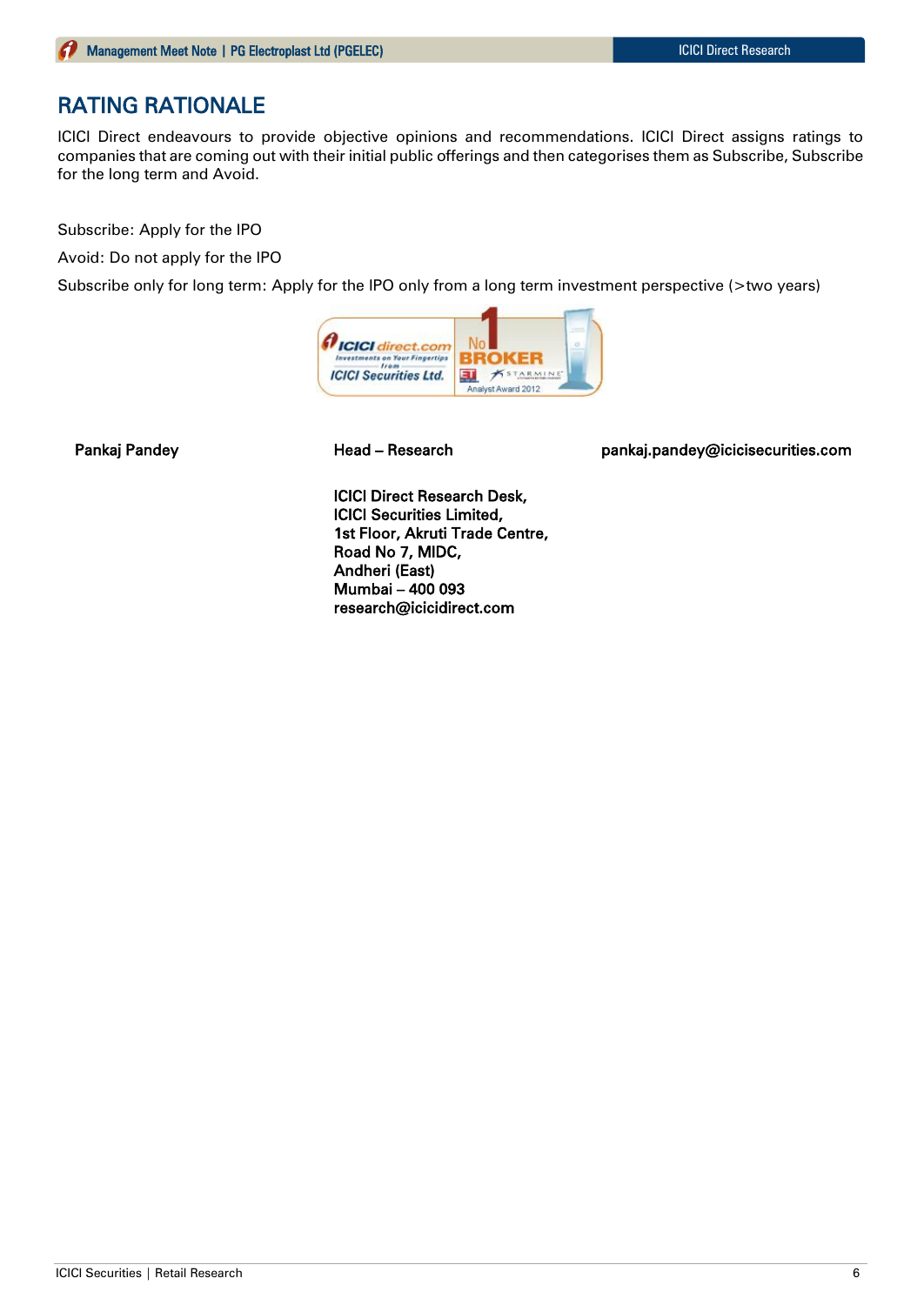# RATING RATIONALE

ICICI Direct endeavours to provide objective opinions and recommendations. ICICI Direct assigns ratings to companies that are coming out with their initial public offerings and then categorises them as Subscribe, Subscribe for the long term and Avoid.

Subscribe: Apply for the IPO

Avoid: Do not apply for the IPO

Subscribe only for long term: Apply for the IPO only from a long term investment perspective (>two years)

| Pankaj Pandey | Head – Research | pankaj.pandey@icicisecurities.com |
|---|---|---|

**ICICI Direct Research Desk,**
**ICICI Securities Limited,**
**1st Floor, Akruti Trade Centre,**
**Road No 7, MIDC,**
**Andheri (East)**
**Mumbai – 400 093**
**research@icicidirect.com**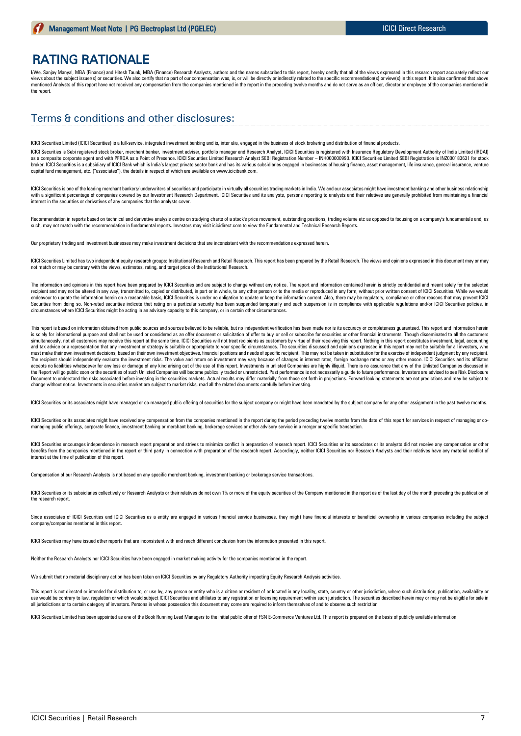# RATING RATIONALE

I/We, Sanjay Manyal, MBA (Finance) and Hitesh Taunk, MBA (Finance) Research Analysts, authors and the names subscribed to this report, hereby certify that all of the views expressed in this research report accurately reflect our views about the subject issuer(s) or securities. We also certify that no part of our compensation was, is, or will be directly or indirectly related to the specific recommendation(s) or view(s) in this report. It is also confirmed that above mentioned Analysts of this report have not received any compensation from the companies mentioned in the report in the preceding twelve months and do not serve as an officer, director or employee of the companies mentioned in the report.

## Terms & conditions and other disclosures:

ICICI Securities Limited (ICICI Securities) is a full-service, integrated investment banking and is, inter alia, engaged in the business of stock brokering and distribution of financial products.

ICICI Securities is Sebi registered stock broker, merchant banker, investment adviser, portfolio manager and Research Analyst. ICICI Securities is registered with Insurance Regulatory Development Authority of India Limited (IRDAI) as a composite corporate agent and with PFRDA as a Point of Presence. ICICI Securities Limited Research Analyst SEBI Registration Number – INH000000990. ICICI Securities Limited SEBI Registration is INZ000183631 for stock broker. ICICI Securities is a subsidiary of ICICI Bank which is India's largest private sector bank and has its various subsidiaries engaged in businesses of housing finance, asset management, life insurance, general insurance, venture capital fund management, etc. ("associates"), the details in respect of which are available on www.icicibank.com.

ICICI Securities is one of the leading merchant bankers/ underwriters of securities and participate in virtually all securities trading markets in India. We and our associates might have investment banking and other business relationship with a significant percentage of companies covered by our Investment Research Department. ICICI Securities and its analysts, persons reporting to analysts and their relatives are generally prohibited from maintaining a financial interest in the securities or derivatives of any companies that the analysts cover.

Recommendation in reports based on technical and derivative analysis centre on studying charts of a stock's price movement, outstanding positions, trading volume etc as opposed to focusing on a company's fundamentals and, as such, may not match with the recommendation in fundamental reports. Investors may visit icicidirect.com to view the Fundamental and Technical Research Reports.

Our proprietary trading and investment businesses may make investment decisions that are inconsistent with the recommendations expressed herein.

ICICI Securities Limited has two independent equity research groups: Institutional Research and Retail Research. This report has been prepared by the Retail Research. The views and opinions expressed in this document may or may not match or may be contrary with the views, estimates, rating, and target price of the Institutional Research.

The information and opinions in this report have been prepared by ICICI Securities and are subject to change without any notice. The report and information contained herein is strictly confidential and meant solely for the selected recipient and may not be altered in any way, transmitted to, copied or distributed, in part or in whole, to any other person or to the media or reproduced in any form, without prior written consent of ICICI Securities. While we would endeavour to update the information herein on a reasonable basis, ICICI Securities is under no obligation to update or keep the information current. Also, there may be regulatory, compliance or other reasons that may prevent ICICI Securities from doing so. Non-rated securities indicate that rating on a particular security has been suspended temporarily and such suspension is in compliance with applicable regulations and/or ICICI Securities policies, in circumstances where ICICI Securities might be acting in an advisory capacity to this company, or in certain other circumstances.

This report is based on information obtained from public sources and sources believed to be reliable, but no independent verification has been made nor is its accuracy or completeness guaranteed. This report and information herein is solely for informational purpose and shall not be used or considered as an offer document or solicitation of offer to buy or sell or subscribe for securities or other financial instruments. Though disseminated to all the customers simultaneously, not all customers may receive this report at the same time. ICICI Securities will not treat recipients as customers by virtue of their receiving this report. Nothing in this report constitutes investment, legal, accounting and tax advice or a representation that any investment or strategy is suitable or appropriate to your specific circumstances. The securities discussed and opinions expressed in this report may not be suitable for all investors, who must make their own investment decisions, based on their own investment objectives, financial positions and needs of specific recipient. This may not be taken in substitution for the exercise of independent judgment by any recipient. The recipient should independently evaluate the investment risks. The value and return on investment may vary because of changes in interest rates, foreign exchange rates or any other reason. ICICI Securities and its affiliates accepts no liabilities whatsoever for any loss or damage of any kind arising out of the use of this report. Investments in unlisted Companies are highly illiquid. There is no assurance that any of the Unlisted Companies discussed in the Report will go public soon or the securities of such Unlisted Companies will become publically traded or unrestricted. Past performance is not necessarily a guide to future performance. Investors are advised to see Risk Disclosure Document to understand the risks associated before investing in the securities markets. Actual results may differ materially from those set forth in projections. Forward-looking statements are not predictions and may be subject to change without notice. Investments in securities market are subject to market risks, read all the related documents carefully before investing.

ICICI Securities or its associates might have managed or co-managed public offering of securities for the subject company or might have been mandated by the subject company for any other assignment in the past twelve months.

ICICI Securities or its associates might have received any compensation from the companies mentioned in the report during the period preceding twelve months from the date of this report for services in respect of managing or co-managing public offerings, corporate finance, investment banking or merchant banking, brokerage services or other advisory service in a merger or specific transaction.

ICICI Securities encourages independence in research report preparation and strives to minimize conflict in preparation of research report. ICICI Securities or its associates or its analysts did not receive any compensation or other benefits from the companies mentioned in the report or third party in connection with preparation of the research report. Accordingly, neither ICICI Securities nor Research Analysts and their relatives have any material conflict of interest at the time of publication of this report.

Compensation of our Research Analysts is not based on any specific merchant banking, investment banking or brokerage service transactions.

ICICI Securities or its subsidiaries collectively or Research Analysts or their relatives do not own 1% or more of the equity securities of the Company mentioned in the report as of the last day of the month preceding the publication of the research report.

Since associates of ICICI Securities and ICICI Securities as a entity are engaged in various financial service businesses, they might have financial interests or beneficial ownership in various companies including the subject company/companies mentioned in this report.

ICICI Securities may have issued other reports that are inconsistent with and reach different conclusion from the information presented in this report.

Neither the Research Analysts nor ICICI Securities have been engaged in market making activity for the companies mentioned in the report.

We submit that no material disciplinary action has been taken on ICICI Securities by any Regulatory Authority impacting Equity Research Analysis activities.

This report is not directed or intended for distribution to, or use by, any person or entity who is a citizen or resident of or located in any locality, state, country or other jurisdiction, where such distribution, publication, availability or use would be contrary to law, regulation or which would subject ICICI Securities and affiliates to any registration or licensing requirement within such jurisdiction. The securities described herein may or may not be eligible for sale in all jurisdictions or to certain category of investors. Persons in whose possession this document may come are required to inform themselves of and to observe such restriction

ICICI Securities Limited has been appointed as one of the Book Running Lead Managers to the initial public offer of FSN E-Commerce Ventures Ltd. This report is prepared on the basis of publicly available information